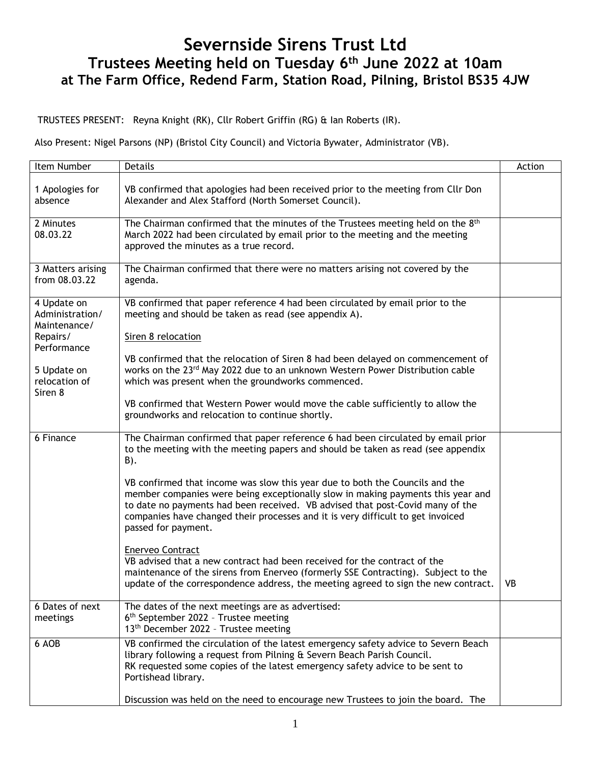# Severnside Sirens Trust Ltd

## Trustees Meeting held on Tuesday 6th June 2022 at 10am

### at The Farm Office, Redend Farm, Station Road, Pilning, Bristol BS35 4JW

TRUSTEES PRESENT: Reyna Knight (RK), Cllr Robert Griffin (RG) & Ian Roberts (IR).

Also Present: Nigel Parsons (NP) (Bristol City Council) and Victoria Bywater, Administrator (VB).

| Item Number | Details | Action |
|---|---|---|
| 1 Apologies for absence | VB confirmed that apologies had been received prior to the meeting from Cllr Don Alexander and Alex Stafford (North Somerset Council). | |
| 2 Minutes 08.03.22 | The Chairman confirmed that the minutes of the Trustees meeting held on the 8th March 2022 had been circulated by email prior to the meeting and the meeting approved the minutes as a true record. | |
| 3 Matters arising from 08.03.22 | The Chairman confirmed that there were no matters arising not covered by the agenda. | |
| 4 Update on Administration/ Maintenance/ Repairs/ Performance<br><br>5 Update on relocation of Siren 8 | VB confirmed that paper reference 4 had been circulated by email prior to the meeting and should be taken as read (see appendix A).<br><br>Siren 8 relocation<br><br>VB confirmed that the relocation of Siren 8 had been delayed on commencement of works on the 23rd May 2022 due to an unknown Western Power Distribution cable which was present when the groundworks commenced.<br><br>VB confirmed that Western Power would move the cable sufficiently to allow the groundworks and relocation to continue shortly. | |
| 6 Finance | The Chairman confirmed that paper reference 6 had been circulated by email prior to the meeting with the meeting papers and should be taken as read (see appendix B).<br><br>VB confirmed that income was slow this year due to both the Councils and the member companies were being exceptionally slow in making payments this year and to date no payments had been received. VB advised that post-Covid many of the companies have changed their processes and it is very difficult to get invoiced passed for payment.<br><br>Enerveo Contract<br>VB advised that a new contract had been received for the contract of the maintenance of the sirens from Enerveo (formerly SSE Contracting). Subject to the update of the correspondence address, the meeting agreed to sign the new contract. | VB |
| 6 Dates of next meetings | The dates of the next meetings are as advertised:<br>6th September 2022 – Trustee meeting<br>13th December 2022 – Trustee meeting | |
| 6 AOB | VB confirmed the circulation of the latest emergency safety advice to Severn Beach library following a request from Pilning & Severn Beach Parish Council.<br>RK requested some copies of the latest emergency safety advice to be sent to Portishead library.<br><br>Discussion was held on the need to encourage new Trustees to join the board. The | |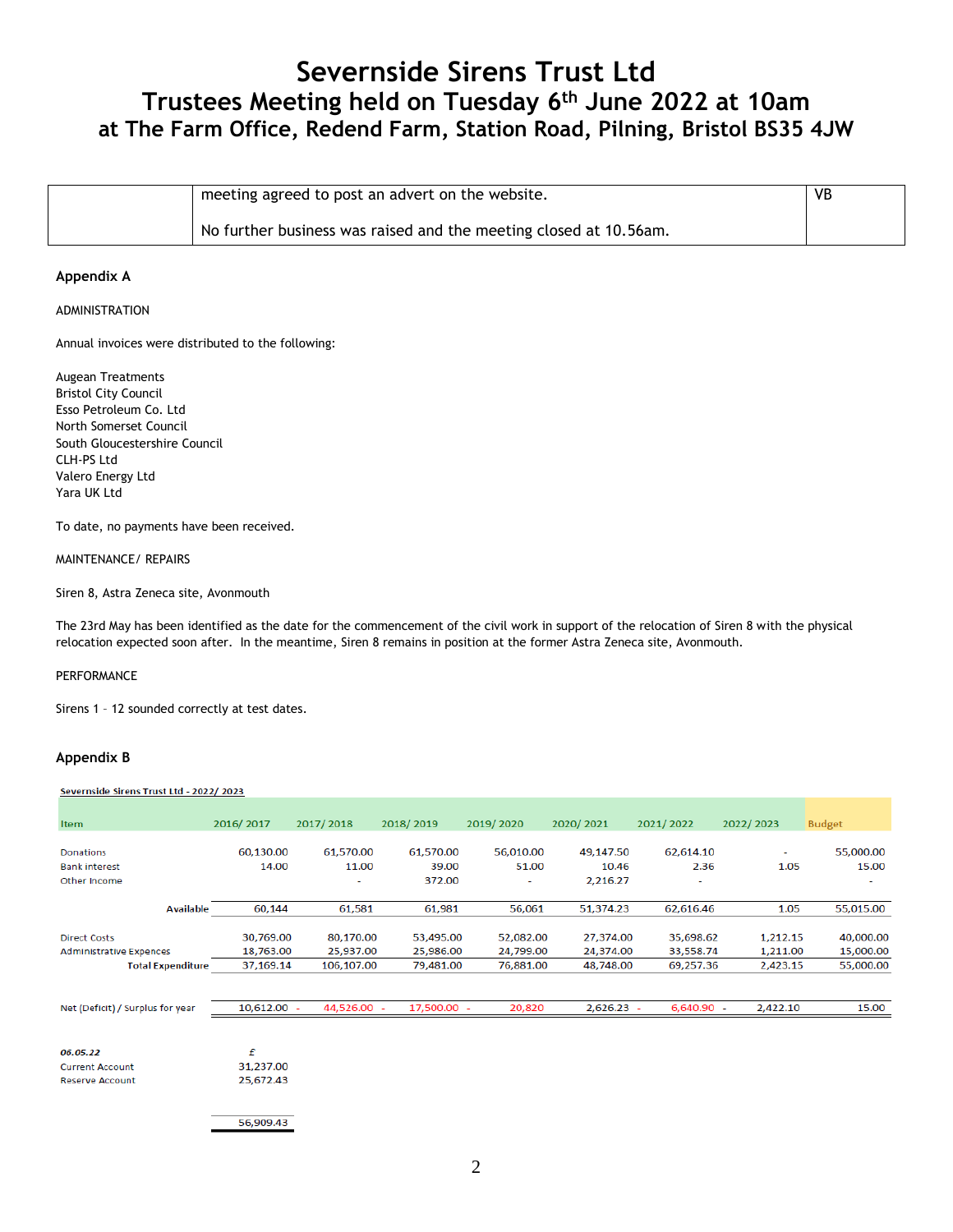| | | |
|---|---|---|
| | meeting agreed to post an advert on the website.<br><br>No further business was raised and the meeting closed at 10.56am. | VB |

### Appendix A

ADMINISTRATION

Annual invoices were distributed to the following:

Augean Treatments
Bristol City Council
Esso Petroleum Co. Ltd
North Somerset Council
South Gloucestershire Council
CLH-PS Ltd
Valero Energy Ltd
Yara UK Ltd

To date, no payments have been received.

MAINTENANCE/ REPAIRS

Siren 8, Astra Zeneca site, Avonmouth

The 23rd May has been identified as the date for the commencement of the civil work in support of the relocation of Siren 8 with the physical relocation expected soon after. In the meantime, Siren 8 remains in position at the former Astra Zeneca site, Avonmouth.

PERFORMANCE

Sirens 1 – 12 sounded correctly at test dates.

### Appendix B

Severnside Sirens Trust Ltd - 2022/ 2023

| Item | 2016/ 2017 | 2017/ 2018 | 2018/ 2019 | 2019/ 2020 | 2020/ 2021 | 2021/ 2022 | 2022/ 2023 | Budget |
|---|---|---|---|---|---|---|---|---|
| Donations | 60,130.00 | 61,570.00 | 61,570.00 | 56,010.00 | 49,147.50 | 62,614.10 | - | 55,000.00 |
| Bank interest | 14.00 | 11.00 | 39.00 | 51.00 | 10.46 | 2.36 | 1.05 | 15.00 |
| Other Income | | - | 372.00 | - | 2,216.27 | - | | - |
| Available | 60,144 | 61,581 | 61,981 | 56,061 | 51,374.23 | 62,616.46 | 1.05 | 55,015.00 |
| Direct Costs | 30,769.00 | 80,170.00 | 53,495.00 | 52,082.00 | 27,374.00 | 35,698.62 | 1,212.15 | 40,000.00 |
| Administrative Expences | 18,763.00 | 25,937.00 | 25,986.00 | 24,799.00 | 24,374.00 | 33,558.74 | 1,211.00 | 15,000.00 |
| Total Expenditure | 37,169.14 | 106,107.00 | 79,481.00 | 76,881.00 | 48,748.00 | 69,257.36 | 2,423.15 | 55,000.00 |
| Net (Deficit) / Surplus for year | 10,612.00 | - 44,526.00 | - 17,500.00 | - 20,820 | 2,626.23 | - 6,640.90 | - 2,422.10 | 15.00 |

| 06.05.22 | £ |
|---|---|
| Current Account | 31,237.00 |
| Reserve Account | 25,672.43 |
| | 56,909.43 |